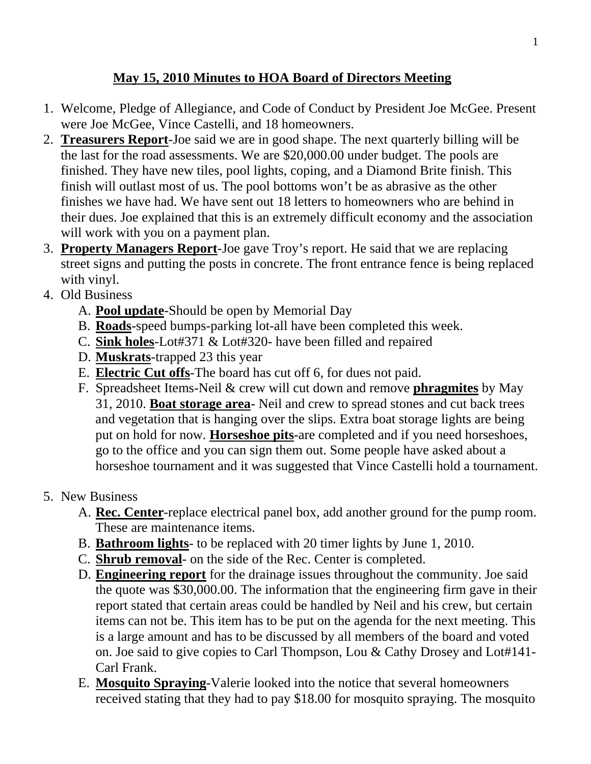## May 15, 2010 Minutes to HOA Board of Directors Meeting

1. Welcome, Pledge of Allegiance, and Code of Conduct by President Joe McGee. Present were Joe McGee, Vince Castelli, and 18 homeowners.
2. **Treasurers Report**-Joe said we are in good shape. The next quarterly billing will be the last for the road assessments. We are $20,000.00 under budget. The pools are finished. They have new tiles, pool lights, coping, and a Diamond Brite finish. This finish will outlast most of us. The pool bottoms won't be as abrasive as the other finishes we have had. We have sent out 18 letters to homeowners who are behind in their dues. Joe explained that this is an extremely difficult economy and the association will work with you on a payment plan.
3. **Property Managers Report**-Joe gave Troy's report. He said that we are replacing street signs and putting the posts in concrete. The front entrance fence is being replaced with vinyl.
4. Old Business
   A. **Pool update**-Should be open by Memorial Day
   B. **Roads**-speed bumps-parking lot-all have been completed this week.
   C. **Sink holes**-Lot#371 & Lot#320- have been filled and repaired
   D. **Muskrats**-trapped 23 this year
   E. **Electric Cut offs**-The board has cut off 6, for dues not paid.
   F. Spreadsheet Items-Neil & crew will cut down and remove **phragmites** by May 31, 2010. **Boat storage area**- Neil and crew to spread stones and cut back trees and vegetation that is hanging over the slips. Extra boat storage lights are being put on hold for now. **Horseshoe pits**-are completed and if you need horseshoes, go to the office and you can sign them out. Some people have asked about a horseshoe tournament and it was suggested that Vince Castelli hold a tournament.
5. New Business
   A. **Rec. Center**-replace electrical panel box, add another ground for the pump room. These are maintenance items.
   B. **Bathroom lights**- to be replaced with 20 timer lights by June 1, 2010.
   C. **Shrub removal**- on the side of the Rec. Center is completed.
   D. **Engineering report** for the drainage issues throughout the community. Joe said the quote was $30,000.00. The information that the engineering firm gave in their report stated that certain areas could be handled by Neil and his crew, but certain items can not be. This item has to be put on the agenda for the next meeting. This is a large amount and has to be discussed by all members of the board and voted on. Joe said to give copies to Carl Thompson, Lou & Cathy Drosey and Lot#141-Carl Frank.
   E. **Mosquito Spraying**-Valerie looked into the notice that several homeowners received stating that they had to pay $18.00 for mosquito spraying. The mosquito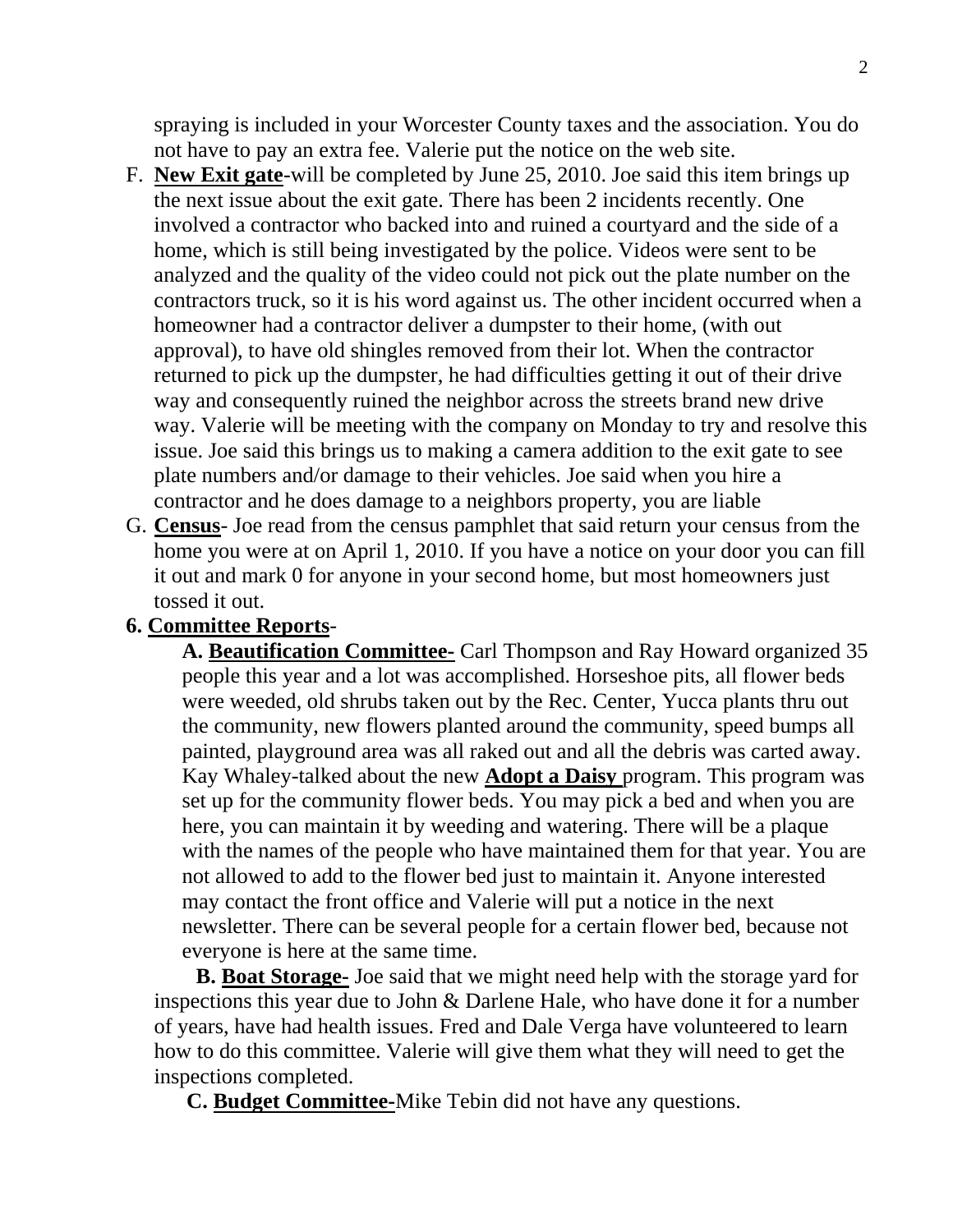spraying is included in your Worcester County taxes and the association. You do not have to pay an extra fee. Valerie put the notice on the web site.

F. **New Exit gate**-will be completed by June 25, 2010. Joe said this item brings up the next issue about the exit gate. There has been 2 incidents recently. One involved a contractor who backed into and ruined a courtyard and the side of a home, which is still being investigated by the police. Videos were sent to be analyzed and the quality of the video could not pick out the plate number on the contractors truck, so it is his word against us. The other incident occurred when a homeowner had a contractor deliver a dumpster to their home, (with out approval), to have old shingles removed from their lot. When the contractor returned to pick up the dumpster, he had difficulties getting it out of their drive way and consequently ruined the neighbor across the streets brand new drive way. Valerie will be meeting with the company on Monday to try and resolve this issue. Joe said this brings us to making a camera addition to the exit gate to see plate numbers and/or damage to their vehicles. Joe said when you hire a contractor and he does damage to a neighbors property, you are liable

G. **Census**- Joe read from the census pamphlet that said return your census from the home you were at on April 1, 2010. If you have a notice on your door you can fill it out and mark 0 for anyone in your second home, but most homeowners just tossed it out.

**6. Committee Reports**-

**A. Beautification Committee-** Carl Thompson and Ray Howard organized 35 people this year and a lot was accomplished. Horseshoe pits, all flower beds were weeded, old shrubs taken out by the Rec. Center, Yucca plants thru out the community, new flowers planted around the community, speed bumps all painted, playground area was all raked out and all the debris was carted away. Kay Whaley-talked about the new **Adopt a Daisy** program. This program was set up for the community flower beds. You may pick a bed and when you are here, you can maintain it by weeding and watering. There will be a plaque with the names of the people who have maintained them for that year. You are not allowed to add to the flower bed just to maintain it. Anyone interested may contact the front office and Valerie will put a notice in the next newsletter. There can be several people for a certain flower bed, because not everyone is here at the same time.

**B. Boat Storage-** Joe said that we might need help with the storage yard for inspections this year due to John & Darlene Hale, who have done it for a number of years, have had health issues. Fred and Dale Verga have volunteered to learn how to do this committee. Valerie will give them what they will need to get the inspections completed.

**C. Budget Committee-**Mike Tebin did not have any questions.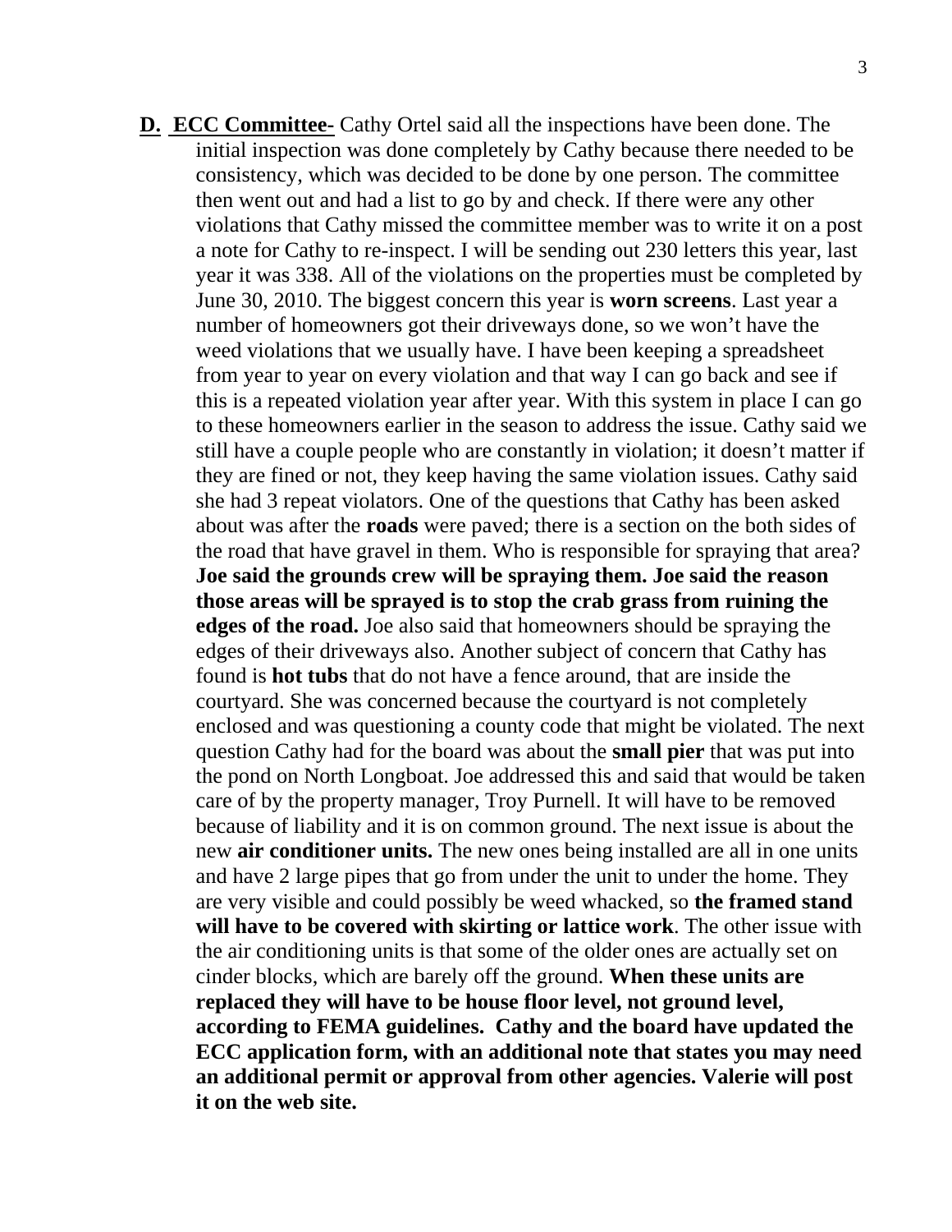**D. <u>ECC Committee-</u>** Cathy Ortel said all the inspections have been done. The initial inspection was done completely by Cathy because there needed to be consistency, which was decided to be done by one person. The committee then went out and had a list to go by and check. If there were any other violations that Cathy missed the committee member was to write it on a post a note for Cathy to re-inspect. I will be sending out 230 letters this year, last year it was 338. All of the violations on the properties must be completed by June 30, 2010. The biggest concern this year is **worn screens**. Last year a number of homeowners got their driveways done, so we won't have the weed violations that we usually have. I have been keeping a spreadsheet from year to year on every violation and that way I can go back and see if this is a repeated violation year after year. With this system in place I can go to these homeowners earlier in the season to address the issue. Cathy said we still have a couple people who are constantly in violation; it doesn't matter if they are fined or not, they keep having the same violation issues. Cathy said she had 3 repeat violators. One of the questions that Cathy has been asked about was after the **roads** were paved; there is a section on the both sides of the road that have gravel in them. Who is responsible for spraying that area? **Joe said the grounds crew will be spraying them. Joe said the reason those areas will be sprayed is to stop the crab grass from ruining the edges of the road.** Joe also said that homeowners should be spraying the edges of their driveways also. Another subject of concern that Cathy has found is **hot tubs** that do not have a fence around, that are inside the courtyard. She was concerned because the courtyard is not completely enclosed and was questioning a county code that might be violated. The next question Cathy had for the board was about the **small pier** that was put into the pond on North Longboat. Joe addressed this and said that would be taken care of by the property manager, Troy Purnell. It will have to be removed because of liability and it is on common ground. The next issue is about the new **air conditioner units.** The new ones being installed are all in one units and have 2 large pipes that go from under the unit to under the home. They are very visible and could possibly be weed whacked, so **the framed stand will have to be covered with skirting or lattice work**. The other issue with the air conditioning units is that some of the older ones are actually set on cinder blocks, which are barely off the ground. **When these units are replaced they will have to be house floor level, not ground level, according to FEMA guidelines. Cathy and the board have updated the ECC application form, with an additional note that states you may need an additional permit or approval from other agencies. Valerie will post it on the web site.**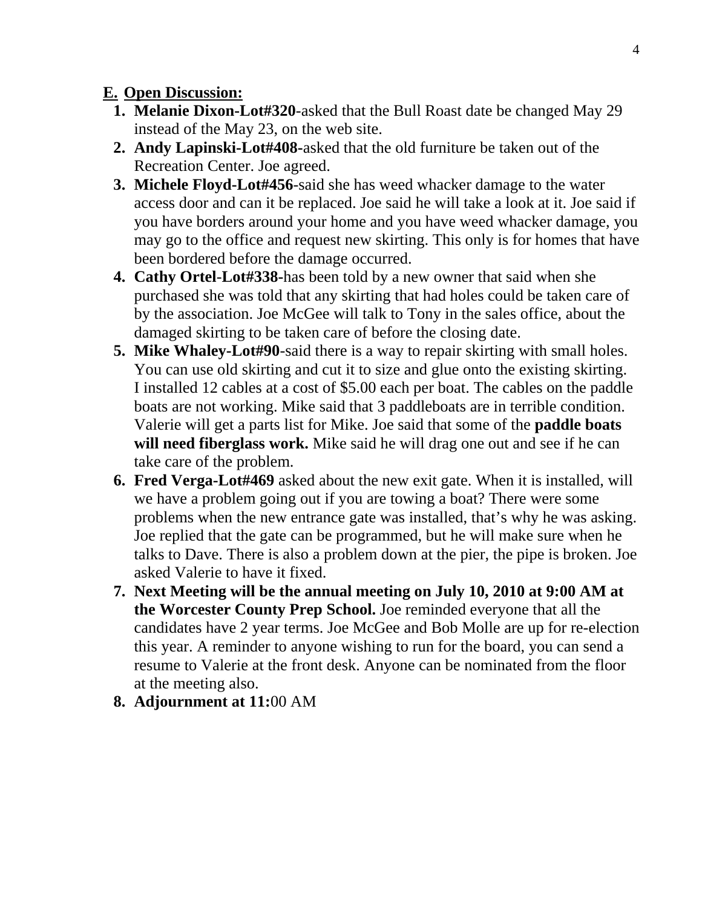**E. Open Discussion:**

1. **Melanie Dixon-Lot#320**-asked that the Bull Roast date be changed May 29 instead of the May 23, on the web site.
2. **Andy Lapinski-Lot#408-**asked that the old furniture be taken out of the Recreation Center. Joe agreed.
3. **Michele Floyd-Lot#456**-said she has weed whacker damage to the water access door and can it be replaced. Joe said he will take a look at it. Joe said if you have borders around your home and you have weed whacker damage, you may go to the office and request new skirting. This only is for homes that have been bordered before the damage occurred.
4. **Cathy Ortel-Lot#338-**has been told by a new owner that said when she purchased she was told that any skirting that had holes could be taken care of by the association. Joe McGee will talk to Tony in the sales office, about the damaged skirting to be taken care of before the closing date.
5. **Mike Whaley-Lot#90**-said there is a way to repair skirting with small holes. You can use old skirting and cut it to size and glue onto the existing skirting. I installed 12 cables at a cost of $5.00 each per boat. The cables on the paddle boats are not working. Mike said that 3 paddleboats are in terrible condition. Valerie will get a parts list for Mike. Joe said that some of the **paddle boats will need fiberglass work.** Mike said he will drag one out and see if he can take care of the problem.
6. **Fred Verga-Lot#469** asked about the new exit gate. When it is installed, will we have a problem going out if you are towing a boat? There were some problems when the new entrance gate was installed, that's why he was asking. Joe replied that the gate can be programmed, but he will make sure when he talks to Dave. There is also a problem down at the pier, the pipe is broken. Joe asked Valerie to have it fixed.
7. **Next Meeting will be the annual meeting on July 10, 2010 at 9:00 AM at the Worcester County Prep School.** Joe reminded everyone that all the candidates have 2 year terms. Joe McGee and Bob Molle are up for re-election this year. A reminder to anyone wishing to run for the board, you can send a resume to Valerie at the front desk. Anyone can be nominated from the floor at the meeting also.
8. **Adjournment at 11:**00 AM